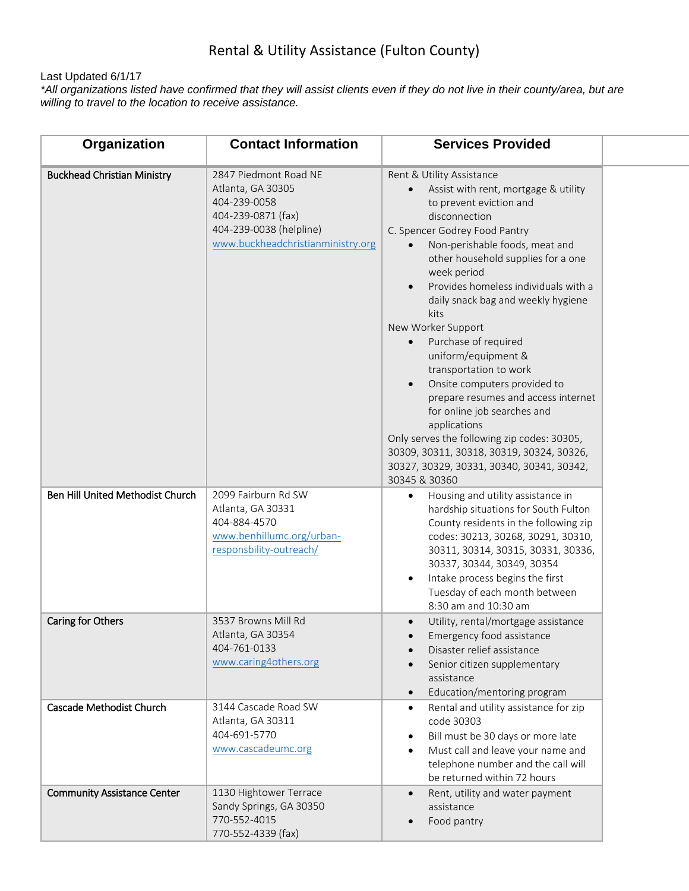# Rental & Utility Assistance (Fulton County)

Last Updated 6/1/17

*\*All organizations listed have confirmed that they will assist clients even if they do not live in their county/area, but are willing to travel to the location to receive assistance.*

| Organization | Contact Information | Services Provided |
|---|---|---|
| Buckhead Christian Ministry | 2847 Piedmont Road NE<br>Atlanta, GA 30305<br>404-239-0058<br>404-239-0871 (fax)<br>404-239-0038 (helpline)<br>www.buckheadchristianministry.org | Rent & Utility Assistance<br>• Assist with rent, mortgage & utility to prevent eviction and disconnection<br>C. Spencer Godrey Food Pantry<br>• Non-perishable foods, meat and other household supplies for a one week period<br>• Provides homeless individuals with a daily snack bag and weekly hygiene kits<br>New Worker Support<br>• Purchase of required uniform/equipment & transportation to work<br>• Onsite computers provided to prepare resumes and access internet for online job searches and applications<br>Only serves the following zip codes: 30305, 30309, 30311, 30318, 30319, 30324, 30326, 30327, 30329, 30331, 30340, 30341, 30342, 30345 & 30360 |
| Ben Hill United Methodist Church | 2099 Fairburn Rd SW<br>Atlanta, GA 30331<br>404-884-4570<br>www.benhillumc.org/urban-responsbility-outreach/ | • Housing and utility assistance in hardship situations for South Fulton County residents in the following zip codes: 30213, 30268, 30291, 30310, 30311, 30314, 30315, 30331, 30336, 30337, 30344, 30349, 30354<br>• Intake process begins the first Tuesday of each month between 8:30 am and 10:30 am |
| Caring for Others | 3537 Browns Mill Rd<br>Atlanta, GA 30354<br>404-761-0133<br>www.caring4others.org | • Utility, rental/mortgage assistance<br>• Emergency food assistance<br>• Disaster relief assistance<br>• Senior citizen supplementary assistance<br>• Education/mentoring program |
| Cascade Methodist Church | 3144 Cascade Road SW<br>Atlanta, GA 30311<br>404-691-5770<br>www.cascadeumc.org | • Rental and utility assistance for zip code 30303<br>• Bill must be 30 days or more late<br>• Must call and leave your name and telephone number and the call will be returned within 72 hours |
| Community Assistance Center | 1130 Hightower Terrace<br>Sandy Springs, GA 30350<br>770-552-4015<br>770-552-4339 (fax) | • Rent, utility and water payment assistance<br>• Food pantry |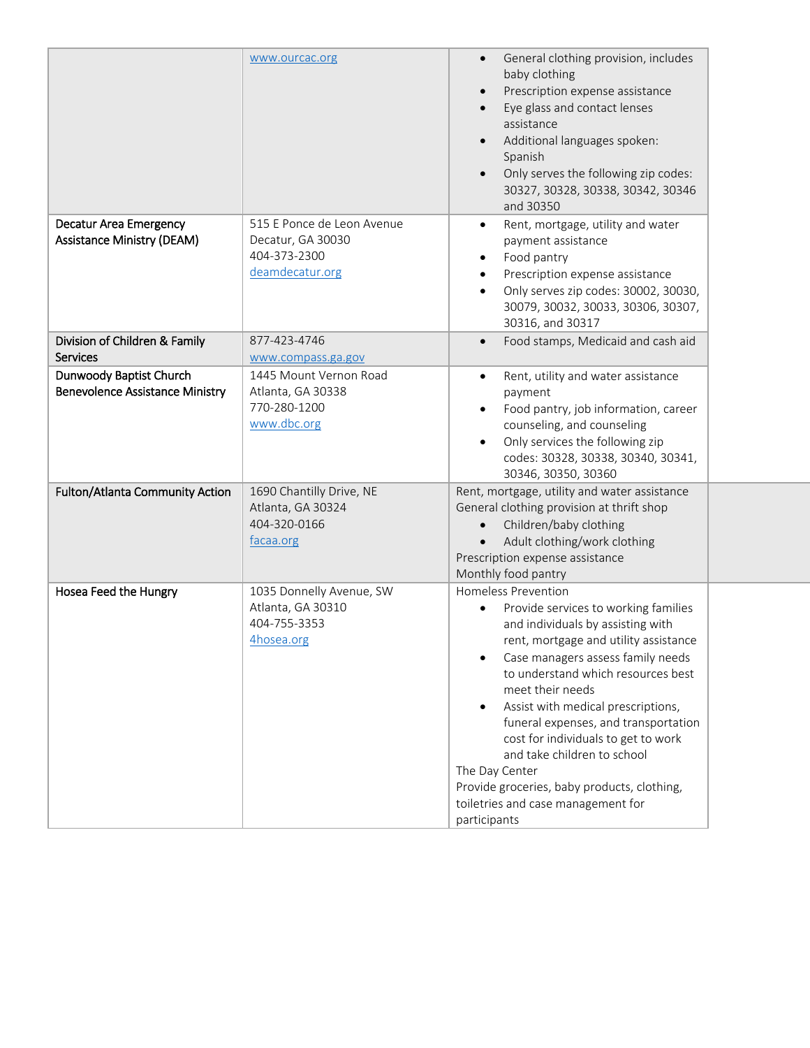| | | |
|---|---|---|
| | www.ourcac.org | • General clothing provision, includes baby clothing<br>• Prescription expense assistance<br>• Eye glass and contact lenses assistance<br>• Additional languages spoken: Spanish<br>• Only serves the following zip codes: 30327, 30328, 30338, 30342, 30346 and 30350 |
| Decatur Area Emergency Assistance Ministry (DEAM) | 515 E Ponce de Leon Avenue<br>Decatur, GA 30030<br>404-373-2300<br>deamdecatur.org | • Rent, mortgage, utility and water payment assistance<br>• Food pantry<br>• Prescription expense assistance<br>• Only serves zip codes: 30002, 30030, 30079, 30032, 30033, 30306, 30307, 30316, and 30317 |
| Division of Children & Family Services | 877-423-4746<br>www.compass.ga.gov | • Food stamps, Medicaid and cash aid |
| Dunwoody Baptist Church Benevolence Assistance Ministry | 1445 Mount Vernon Road<br>Atlanta, GA 30338<br>770-280-1200<br>www.dbc.org | • Rent, utility and water assistance payment<br>• Food pantry, job information, career counseling, and counseling<br>• Only services the following zip codes: 30328, 30338, 30340, 30341, 30346, 30350, 30360 |
| Fulton/Atlanta Community Action | 1690 Chantilly Drive, NE<br>Atlanta, GA 30324<br>404-320-0166<br>facaa.org | Rent, mortgage, utility and water assistance<br>General clothing provision at thrift shop<br>• Children/baby clothing<br>• Adult clothing/work clothing<br>Prescription expense assistance<br>Monthly food pantry |
| Hosea Feed the Hungry | 1035 Donnelly Avenue, SW<br>Atlanta, GA 30310<br>404-755-3353<br>4hosea.org | Homeless Prevention<br>• Provide services to working families and individuals by assisting with rent, mortgage and utility assistance<br>• Case managers assess family needs to understand which resources best meet their needs<br>• Assist with medical prescriptions, funeral expenses, and transportation cost for individuals to get to work and take children to school<br>The Day Center<br>Provide groceries, baby products, clothing, toiletries and case management for participants |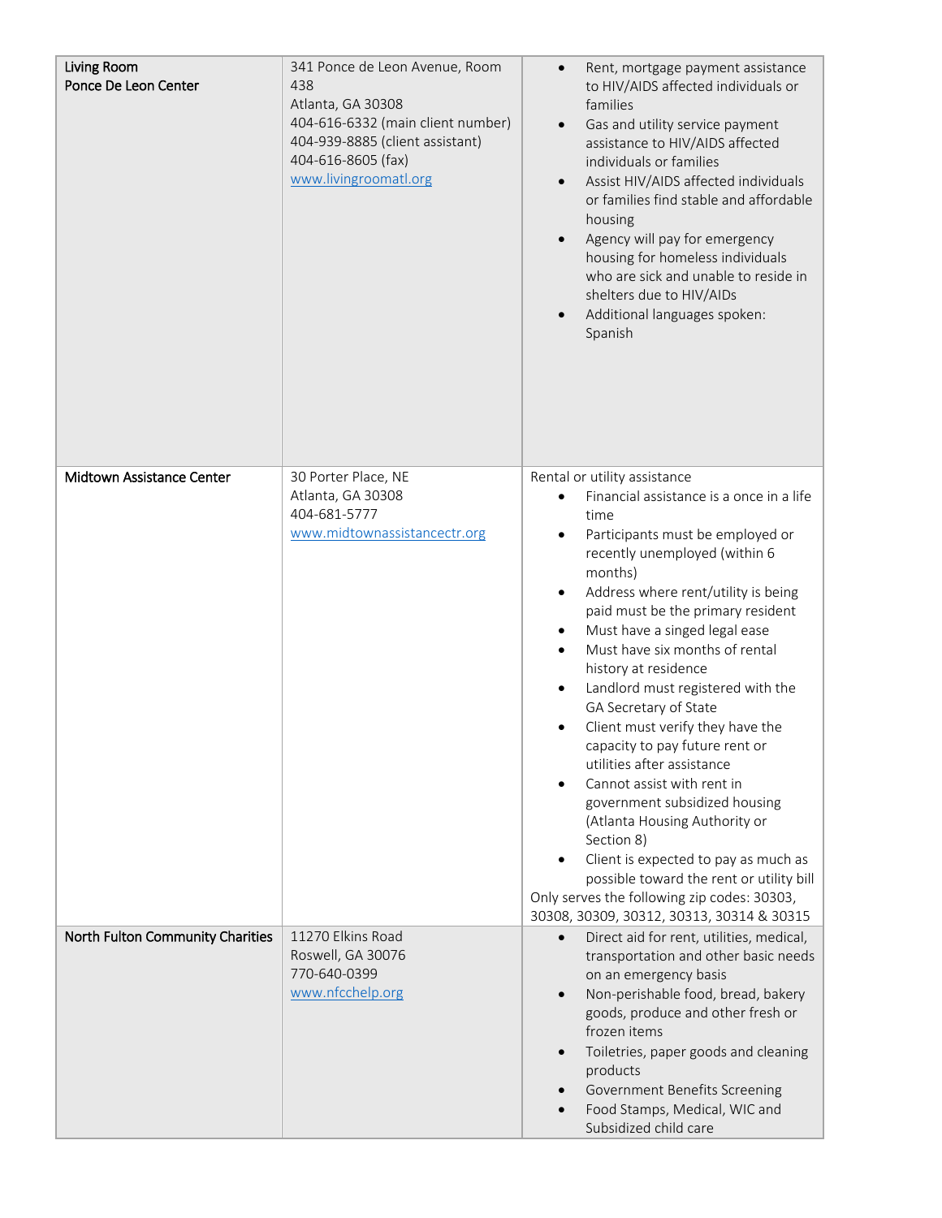| | | |
|---|---|---|
| **Living Room**<br>**Ponce De Leon Center** | 341 Ponce de Leon Avenue, Room 438<br>Atlanta, GA 30308<br>404-616-6332 (main client number)<br>404-939-8885 (client assistant)<br>404-616-8605 (fax)<br>www.livingroomatl.org | • Rent, mortgage payment assistance to HIV/AIDS affected individuals or families<br>• Gas and utility service payment assistance to HIV/AIDS affected individuals or families<br>• Assist HIV/AIDS affected individuals or families find stable and affordable housing<br>• Agency will pay for emergency housing for homeless individuals who are sick and unable to reside in shelters due to HIV/AIDs<br>• Additional languages spoken: Spanish |
| **Midtown Assistance Center** | 30 Porter Place, NE<br>Atlanta, GA 30308<br>404-681-5777<br>www.midtownassistancectr.org | Rental or utility assistance<br>• Financial assistance is a once in a life time<br>• Participants must be employed or recently unemployed (within 6 months)<br>• Address where rent/utility is being paid must be the primary resident<br>• Must have a singed legal ease<br>• Must have six months of rental history at residence<br>• Landlord must registered with the GA Secretary of State<br>• Client must verify they have the capacity to pay future rent or utilities after assistance<br>• Cannot assist with rent in government subsidized housing (Atlanta Housing Authority or Section 8)<br>• Client is expected to pay as much as possible toward the rent or utility bill<br>Only serves the following zip codes: 30303, 30308, 30309, 30312, 30313, 30314 & 30315 |
| **North Fulton Community Charities** | 11270 Elkins Road<br>Roswell, GA 30076<br>770-640-0399<br>www.nfcchelp.org | • Direct aid for rent, utilities, medical, transportation and other basic needs on an emergency basis<br>• Non-perishable food, bread, bakery goods, produce and other fresh or frozen items<br>• Toiletries, paper goods and cleaning products<br>• Government Benefits Screening<br>• Food Stamps, Medical, WIC and Subsidized child care |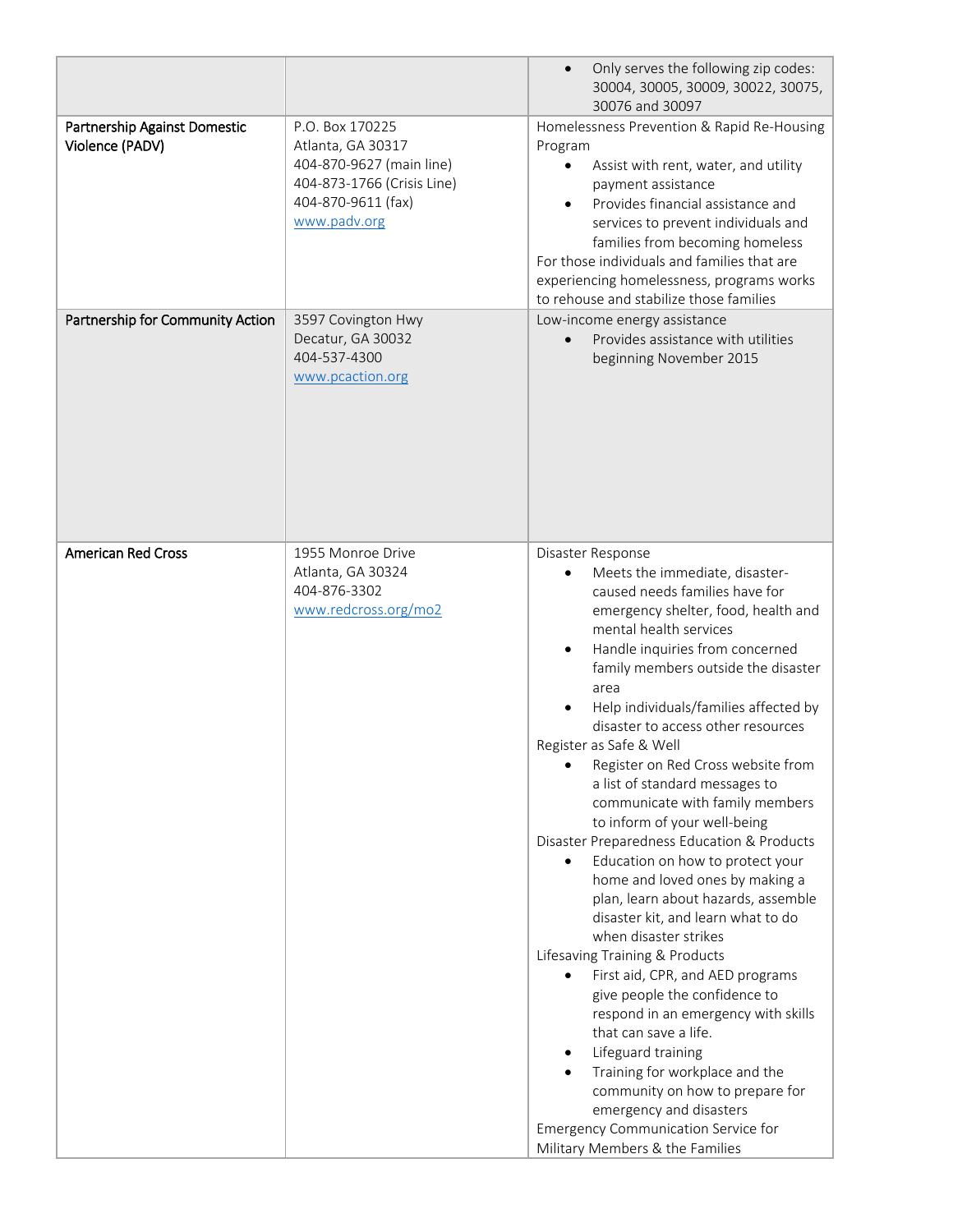| | | |
|---|---|---|
| | | • Only serves the following zip codes: 30004, 30005, 30009, 30022, 30075, 30076 and 30097 |
| Partnership Against Domestic Violence (PADV) | P.O. Box 170225<br>Atlanta, GA 30317<br>404-870-9627 (main line)<br>404-873-1766 (Crisis Line)<br>404-870-9611 (fax)<br>www.padv.org | Homelessness Prevention & Rapid Re-Housing Program<br>• Assist with rent, water, and utility payment assistance<br>• Provides financial assistance and services to prevent individuals and families from becoming homeless<br>For those individuals and families that are experiencing homelessness, programs works to rehouse and stabilize those families |
| Partnership for Community Action | 3597 Covington Hwy<br>Decatur, GA 30032<br>404-537-4300<br>www.pcaction.org | Low-income energy assistance<br>• Provides assistance with utilities beginning November 2015 |
| American Red Cross | 1955 Monroe Drive<br>Atlanta, GA 30324<br>404-876-3302<br>www.redcross.org/mo2 | Disaster Response<br>• Meets the immediate, disaster-caused needs families have for emergency shelter, food, health and mental health services<br>• Handle inquiries from concerned family members outside the disaster area<br>• Help individuals/families affected by disaster to access other resources<br>Register as Safe & Well<br>• Register on Red Cross website from a list of standard messages to communicate with family members to inform of your well-being<br>Disaster Preparedness Education & Products<br>• Education on how to protect your home and loved ones by making a plan, learn about hazards, assemble disaster kit, and learn what to do when disaster strikes<br>Lifesaving Training & Products<br>• First aid, CPR, and AED programs give people the confidence to respond in an emergency with skills that can save a life.<br>• Lifeguard training<br>• Training for workplace and the community on how to prepare for emergency and disasters<br>Emergency Communication Service for Military Members & the Families |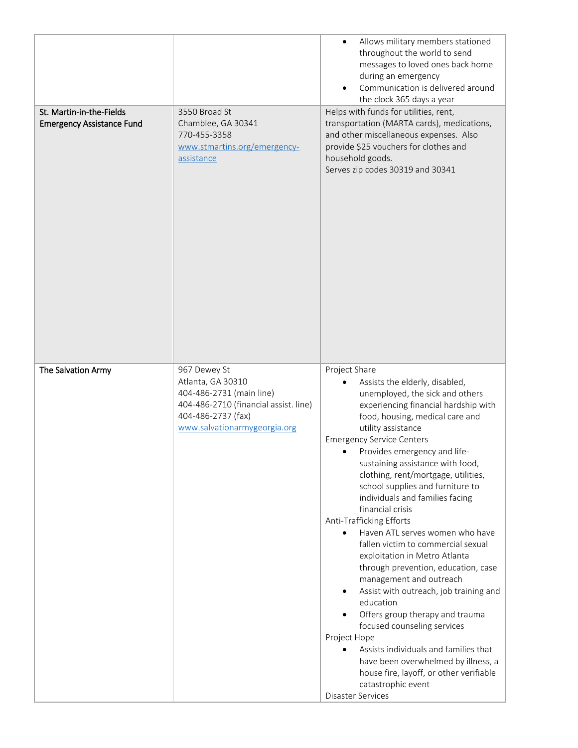| | | |
|---|---|---|
| | | • Allows military members stationed throughout the world to send messages to loved ones back home during an emergency<br>• Communication is delivered around the clock 365 days a year |
| **St. Martin-in-the-Fields Emergency Assistance Fund** | 3550 Broad St<br>Chamblee, GA 30341<br>770-455-3358<br>[www.stmartins.org/emergency-assistance](www.stmartins.org/emergency-assistance) | Helps with funds for utilities, rent, transportation (MARTA cards), medications, and other miscellaneous expenses. Also provide $25 vouchers for clothes and household goods.<br>Serves zip codes 30319 and 30341 |
| **The Salvation Army** | 967 Dewey St<br>Atlanta, GA 30310<br>404-486-2731 (main line)<br>404-486-2710 (financial assist. line)<br>404-486-2737 (fax)<br>[www.salvationarmygeorgia.org](www.salvationarmygeorgia.org) | Project Share<br>• Assists the elderly, disabled, unemployed, the sick and others experiencing financial hardship with food, housing, medical care and utility assistance<br>Emergency Service Centers<br>• Provides emergency and life-sustaining assistance with food, clothing, rent/mortgage, utilities, school supplies and furniture to individuals and families facing financial crisis<br>Anti-Trafficking Efforts<br>• Haven ATL serves women who have fallen victim to commercial sexual exploitation in Metro Atlanta through prevention, education, case management and outreach<br>• Assist with outreach, job training and education<br>• Offers group therapy and trauma focused counseling services<br>Project Hope<br>• Assists individuals and families that have been overwhelmed by illness, a house fire, layoff, or other verifiable catastrophic event<br>Disaster Services |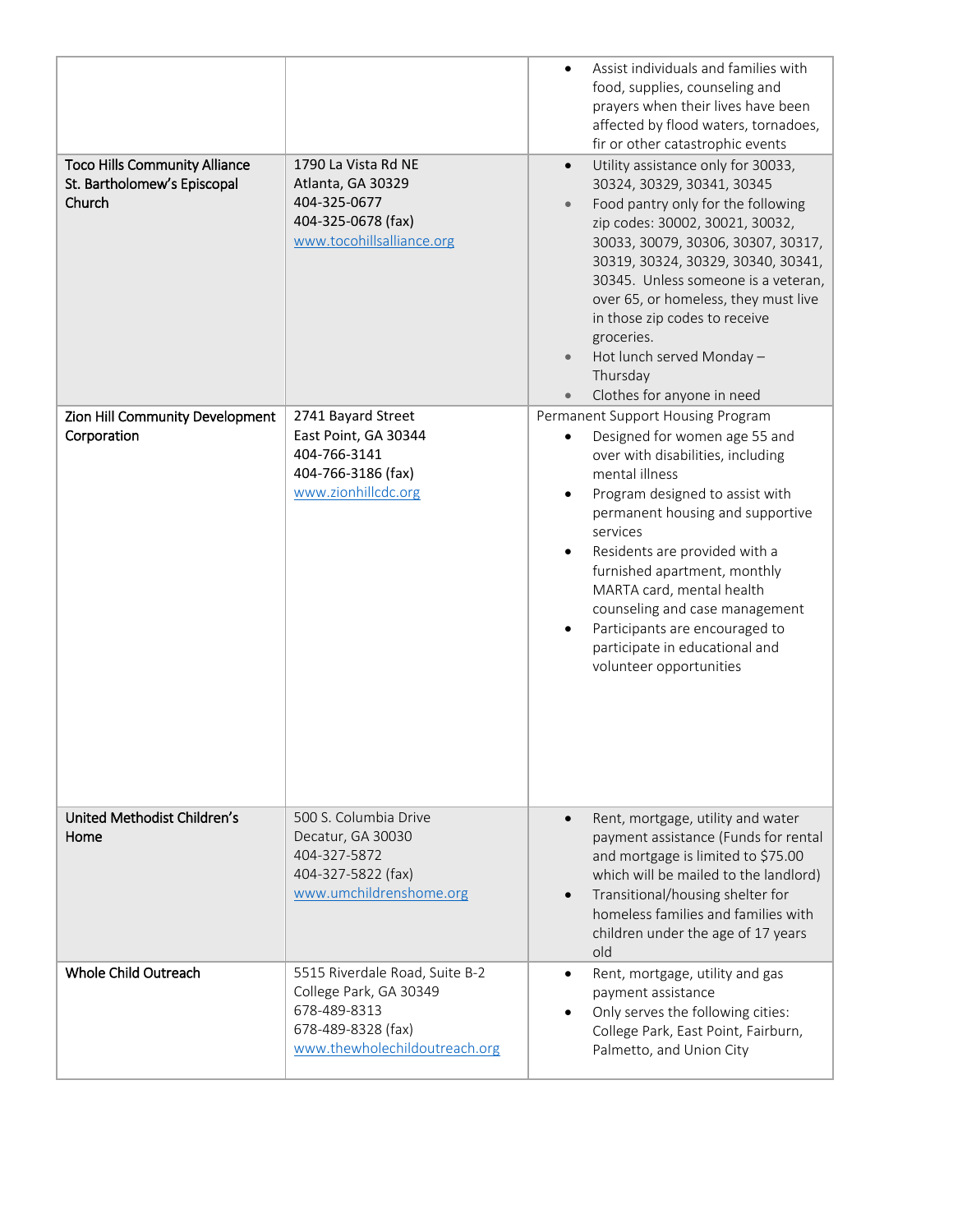| | | |
|---|---|---|
| | | • Assist individuals and families with food, supplies, counseling and prayers when their lives have been affected by flood waters, tornadoes, fir or other catastrophic events |
| Toco Hills Community Alliance St. Bartholomew's Episcopal Church | 1790 La Vista Rd NE<br>Atlanta, GA 30329<br>404-325-0677<br>404-325-0678 (fax)<br>www.tocohillsalliance.org | • Utility assistance only for 30033, 30324, 30329, 30341, 30345<br>• Food pantry only for the following zip codes: 30002, 30021, 30032, 30033, 30079, 30306, 30307, 30317, 30319, 30324, 30329, 30340, 30341, 30345. Unless someone is a veteran, over 65, or homeless, they must live in those zip codes to receive groceries.<br>• Hot lunch served Monday – Thursday<br>• Clothes for anyone in need |
| Zion Hill Community Development Corporation | 2741 Bayard Street<br>East Point, GA 30344<br>404-766-3141<br>404-766-3186 (fax)<br>www.zionhillcdc.org | Permanent Support Housing Program<br>• Designed for women age 55 and over with disabilities, including mental illness<br>• Program designed to assist with permanent housing and supportive services<br>• Residents are provided with a furnished apartment, monthly MARTA card, mental health counseling and case management<br>• Participants are encouraged to participate in educational and volunteer opportunities |
| United Methodist Children's Home | 500 S. Columbia Drive<br>Decatur, GA 30030<br>404-327-5872<br>404-327-5822 (fax)<br>www.umchildrenshome.org | • Rent, mortgage, utility and water payment assistance (Funds for rental and mortgage is limited to $75.00 which will be mailed to the landlord)<br>• Transitional/housing shelter for homeless families and families with children under the age of 17 years old |
| Whole Child Outreach | 5515 Riverdale Road, Suite B-2<br>College Park, GA 30349<br>678-489-8313<br>678-489-8328 (fax)<br>www.thewholechildoutreach.org | • Rent, mortgage, utility and gas payment assistance<br>• Only serves the following cities: College Park, East Point, Fairburn, Palmetto, and Union City |